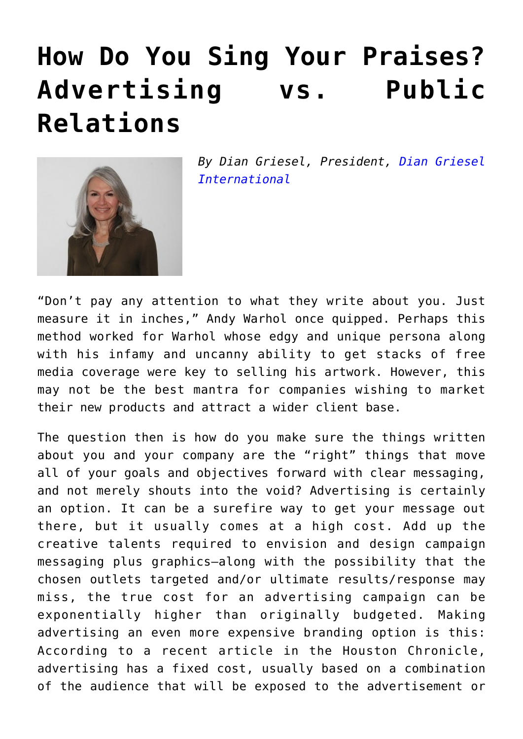# How Do You Sing Your Praises? Advertising vs. Public Relations

*By Dian Griesel, President, Dian Griesel International*

"Don't pay any attention to what they write about you. Just measure it in inches," Andy Warhol once quipped. Perhaps this method worked for Warhol whose edgy and unique persona along with his infamy and uncanny ability to get stacks of free media coverage were key to selling his artwork. However, this may not be the best mantra for companies wishing to market their new products and attract a wider client base.

The question then is how do you make sure the things written about you and your company are the "right" things that move all of your goals and objectives forward with clear messaging, and not merely shouts into the void? Advertising is certainly an option. It can be a surefire way to get your message out there, but it usually comes at a high cost. Add up the creative talents required to envision and design campaign messaging plus graphics—along with the possibility that the chosen outlets targeted and/or ultimate results/response may miss, the true cost for an advertising campaign can be exponentially higher than originally budgeted. Making advertising an even more expensive branding option is this: According to a recent article in the Houston Chronicle, advertising has a fixed cost, usually based on a combination of the audience that will be exposed to the advertisement or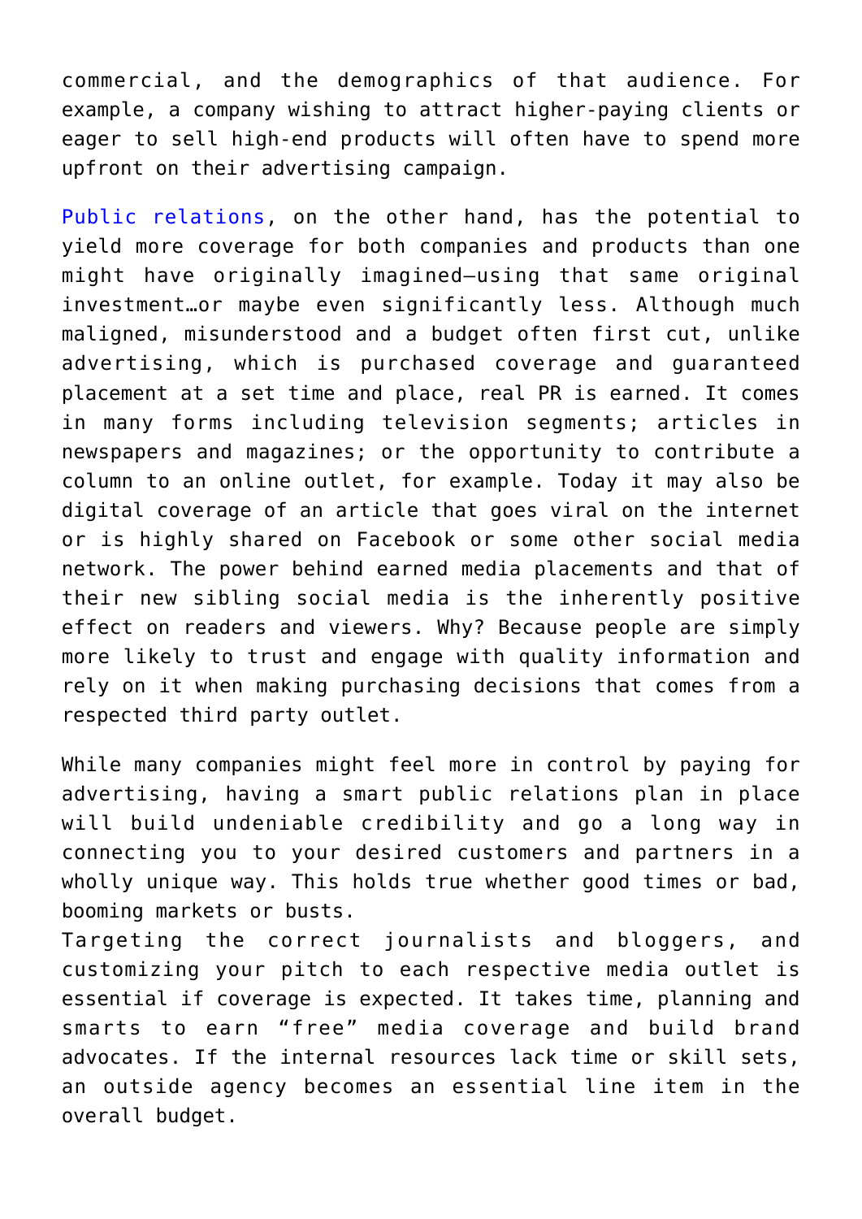commercial, and the demographics of that audience. For example, a company wishing to attract higher-paying clients or eager to sell high-end products will often have to spend more upfront on their advertising campaign.

Public relations, on the other hand, has the potential to yield more coverage for both companies and products than one might have originally imagined—using that same original investment…or maybe even significantly less. Although much maligned, misunderstood and a budget often first cut, unlike advertising, which is purchased coverage and guaranteed placement at a set time and place, real PR is earned. It comes in many forms including television segments; articles in newspapers and magazines; or the opportunity to contribute a column to an online outlet, for example. Today it may also be digital coverage of an article that goes viral on the internet or is highly shared on Facebook or some other social media network. The power behind earned media placements and that of their new sibling social media is the inherently positive effect on readers and viewers. Why? Because people are simply more likely to trust and engage with quality information and rely on it when making purchasing decisions that comes from a respected third party outlet.

While many companies might feel more in control by paying for advertising, having a smart public relations plan in place will build undeniable credibility and go a long way in connecting you to your desired customers and partners in a wholly unique way. This holds true whether good times or bad, booming markets or busts.

Targeting the correct journalists and bloggers, and customizing your pitch to each respective media outlet is essential if coverage is expected. It takes time, planning and smarts to earn "free" media coverage and build brand advocates. If the internal resources lack time or skill sets, an outside agency becomes an essential line item in the overall budget.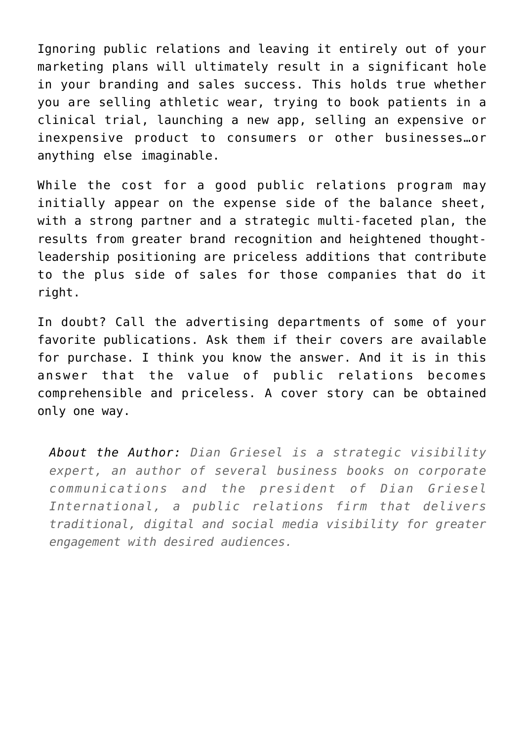Ignoring public relations and leaving it entirely out of your marketing plans will ultimately result in a significant hole in your branding and sales success. This holds true whether you are selling athletic wear, trying to book patients in a clinical trial, launching a new app, selling an expensive or inexpensive product to consumers or other businesses…or anything else imaginable.

While the cost for a good public relations program may initially appear on the expense side of the balance sheet, with a strong partner and a strategic multi-faceted plan, the results from greater brand recognition and heightened thought-leadership positioning are priceless additions that contribute to the plus side of sales for those companies that do it right.

In doubt? Call the advertising departments of some of your favorite publications. Ask them if their covers are available for purchase. I think you know the answer. And it is in this answer that the value of public relations becomes comprehensible and priceless. A cover story can be obtained only one way.

> *About the Author: Dian Griesel is a strategic visibility expert, an author of several business books on corporate communications and the president of Dian Griesel International, a public relations firm that delivers traditional, digital and social media visibility for greater engagement with desired audiences.*